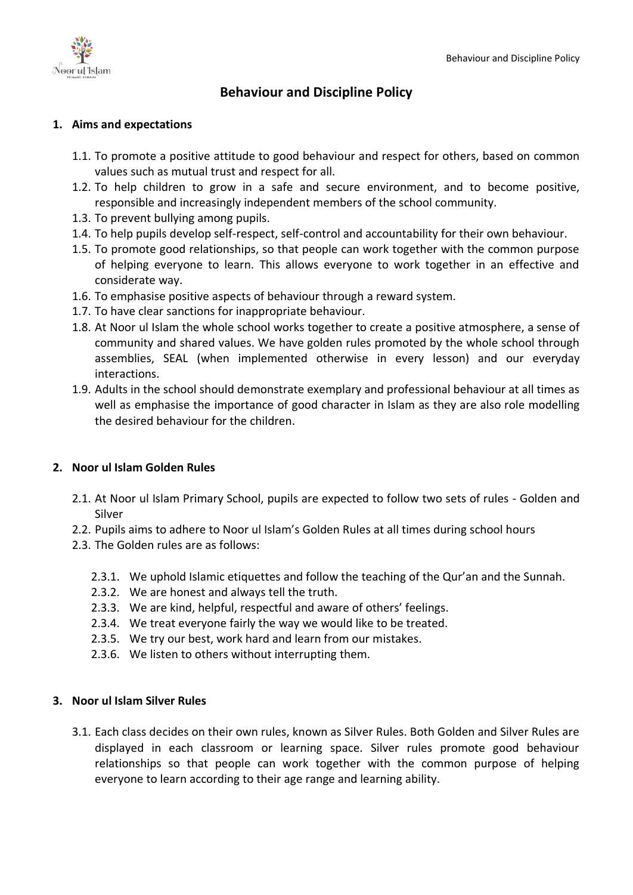# Behaviour and Discipline Policy

## 1. Aims and expectations

1.1. To promote a positive attitude to good behaviour and respect for others, based on common values such as mutual trust and respect for all.

1.2. To help children to grow in a safe and secure environment, and to become positive, responsible and increasingly independent members of the school community.

1.3. To prevent bullying among pupils.

1.4. To help pupils develop self-respect, self-control and accountability for their own behaviour.

1.5. To promote good relationships, so that people can work together with the common purpose of helping everyone to learn. This allows everyone to work together in an effective and considerate way.

1.6. To emphasise positive aspects of behaviour through a reward system.

1.7. To have clear sanctions for inappropriate behaviour.

1.8. At Noor ul Islam the whole school works together to create a positive atmosphere, a sense of community and shared values. We have golden rules promoted by the whole school through assemblies, SEAL (when implemented otherwise in every lesson) and our everyday interactions.

1.9. Adults in the school should demonstrate exemplary and professional behaviour at all times as well as emphasise the importance of good character in Islam as they are also role modelling the desired behaviour for the children.

## 2. Noor ul Islam Golden Rules

2.1. At Noor ul Islam Primary School, pupils are expected to follow two sets of rules - Golden and Silver

2.2. Pupils aims to adhere to Noor ul Islam's Golden Rules at all times during school hours

2.3. The Golden rules are as follows:

2.3.1. We uphold Islamic etiquettes and follow the teaching of the Qur'an and the Sunnah.

2.3.2. We are honest and always tell the truth.

2.3.3. We are kind, helpful, respectful and aware of others' feelings.

2.3.4. We treat everyone fairly the way we would like to be treated.

2.3.5. We try our best, work hard and learn from our mistakes.

2.3.6. We listen to others without interrupting them.

## 3. Noor ul Islam Silver Rules

3.1. Each class decides on their own rules, known as Silver Rules. Both Golden and Silver Rules are displayed in each classroom or learning space. Silver rules promote good behaviour relationships so that people can work together with the common purpose of helping everyone to learn according to their age range and learning ability.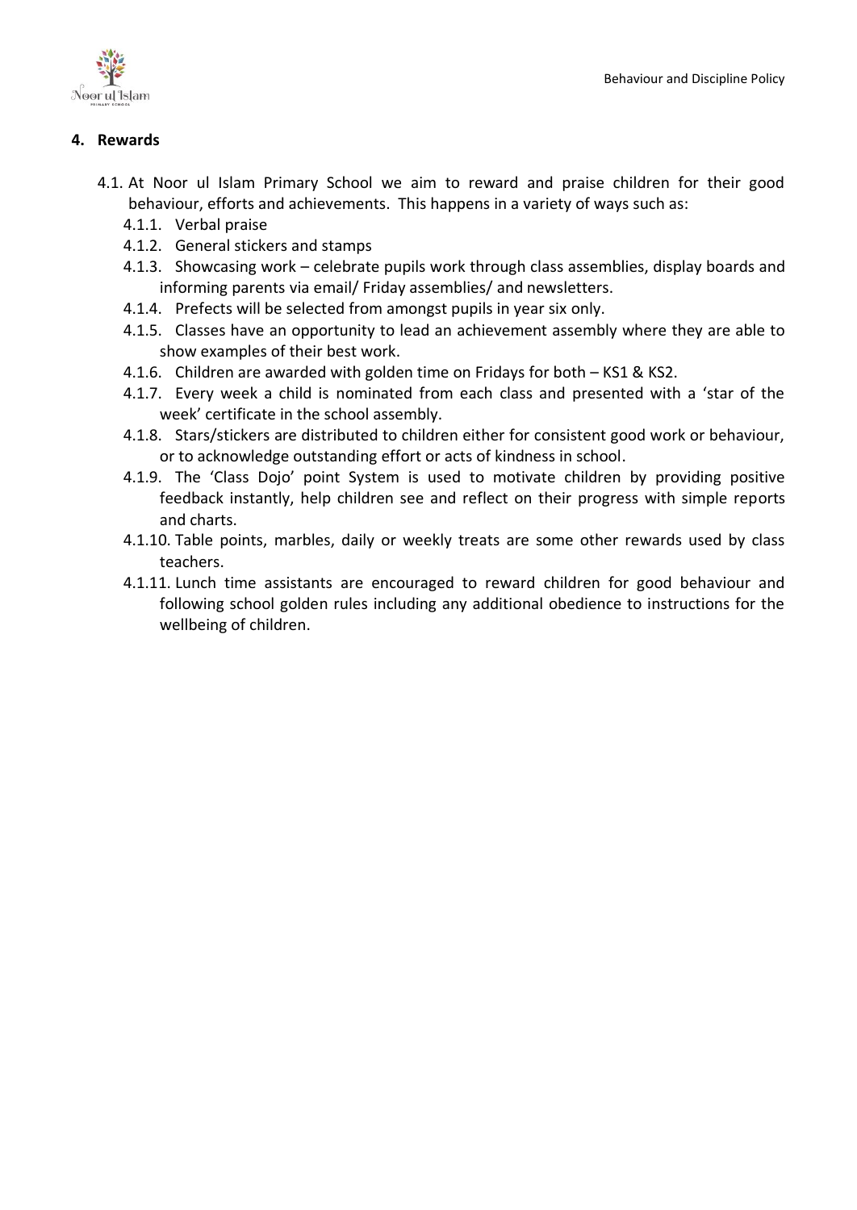## 4. Rewards

4.1. At Noor ul Islam Primary School we aim to reward and praise children for their good behaviour, efforts and achievements. This happens in a variety of ways such as:

- 4.1.1. Verbal praise
- 4.1.2. General stickers and stamps
- 4.1.3. Showcasing work – celebrate pupils work through class assemblies, display boards and informing parents via email/ Friday assemblies/ and newsletters.
- 4.1.4. Prefects will be selected from amongst pupils in year six only.
- 4.1.5. Classes have an opportunity to lead an achievement assembly where they are able to show examples of their best work.
- 4.1.6. Children are awarded with golden time on Fridays for both – KS1 & KS2.
- 4.1.7. Every week a child is nominated from each class and presented with a 'star of the week' certificate in the school assembly.
- 4.1.8. Stars/stickers are distributed to children either for consistent good work or behaviour, or to acknowledge outstanding effort or acts of kindness in school.
- 4.1.9. The 'Class Dojo' point System is used to motivate children by providing positive feedback instantly, help children see and reflect on their progress with simple reports and charts.
- 4.1.10. Table points, marbles, daily or weekly treats are some other rewards used by class teachers.
- 4.1.11. Lunch time assistants are encouraged to reward children for good behaviour and following school golden rules including any additional obedience to instructions for the wellbeing of children.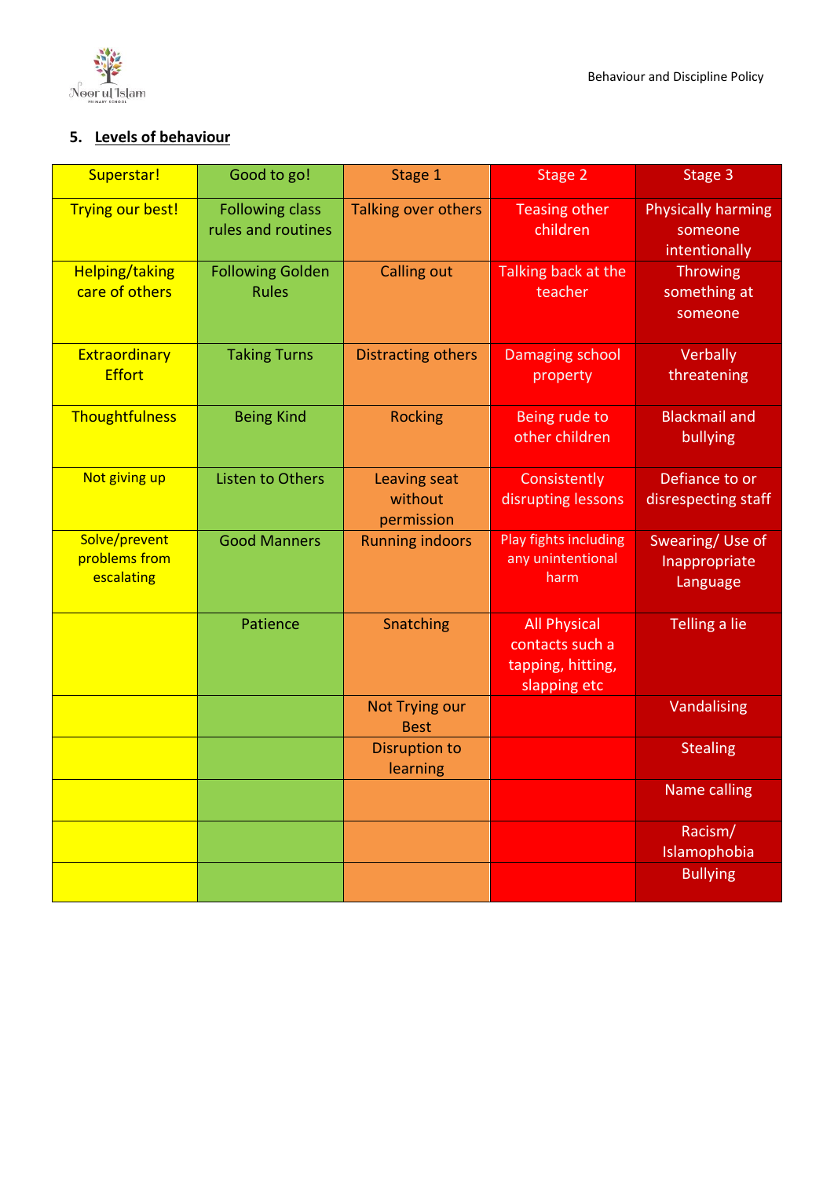## 5. Levels of behaviour

| Superstar! | Good to go! | Stage 1 | Stage 2 | Stage 3 |
|---|---|---|---|---|
| Trying our best! | Following class rules and routines | Talking over others | Teasing other children | Physically harming someone intentionally |
| Helping/taking care of others | Following Golden Rules | Calling out | Talking back at the teacher | Throwing something at someone |
| Extraordinary Effort | Taking Turns | Distracting others | Damaging school property | Verbally threatening |
| Thoughtfulness | Being Kind | Rocking | Being rude to other children | Blackmail and bullying |
| Not giving up | Listen to Others | Leaving seat without permission | Consistently disrupting lessons | Defiance to or disrespecting staff |
| Solve/prevent problems from escalating | Good Manners | Running indoors | Play fights including any unintentional harm | Swearing/ Use of Inappropriate Language |
| | Patience | Snatching | All Physical contacts such a tapping, hitting, slapping etc | Telling a lie |
| | | Not Trying our Best | | Vandalising |
| | | Disruption to learning | | Stealing |
| | | | | Name calling |
| | | | | Racism/ Islamophobia |
| | | | | Bullying |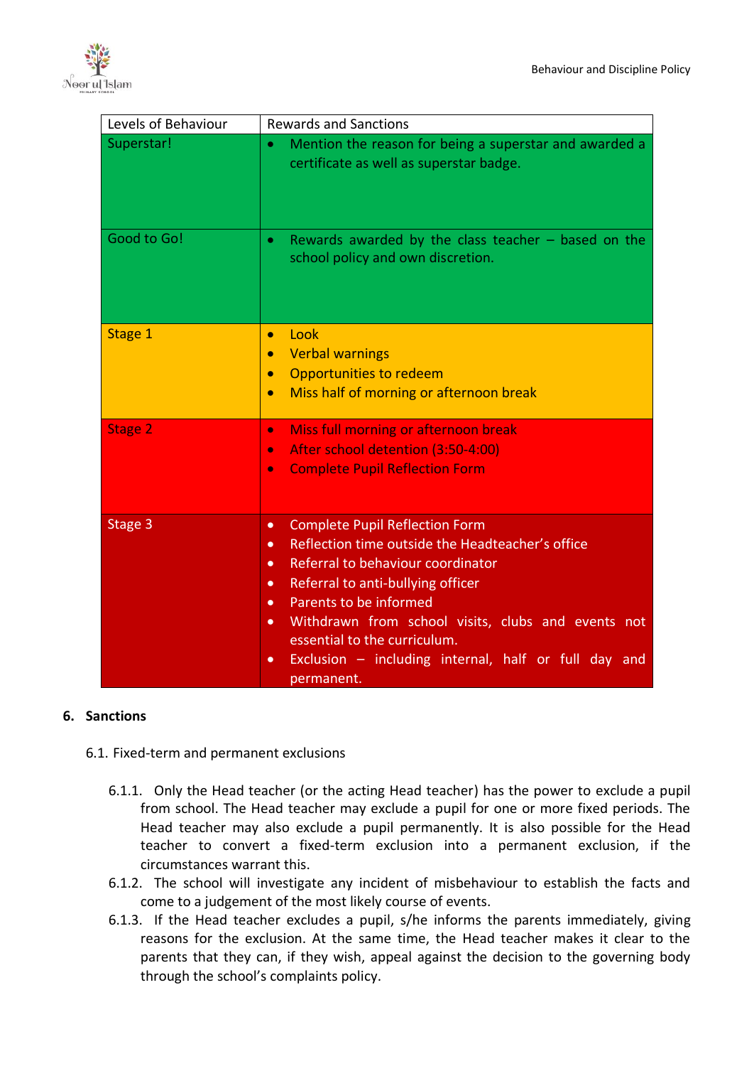| Levels of Behaviour | Rewards and Sanctions |
| --- | --- |
| Superstar! | • Mention the reason for being a superstar and awarded a certificate as well as superstar badge. |
| Good to Go! | • Rewards awarded by the class teacher – based on the school policy and own discretion. |
| Stage 1 | • Look<br>• Verbal warnings<br>• Opportunities to redeem<br>• Miss half of morning or afternoon break |
| Stage 2 | • Miss full morning or afternoon break<br>• After school detention (3:50-4:00)<br>• Complete Pupil Reflection Form |
| Stage 3 | • Complete Pupil Reflection Form<br>• Reflection time outside the Headteacher's office<br>• Referral to behaviour coordinator<br>• Referral to anti-bullying officer<br>• Parents to be informed<br>• Withdrawn from school visits, clubs and events not essential to the curriculum.<br>• Exclusion – including internal, half or full day and permanent. |

## 6. Sanctions

6.1. Fixed-term and permanent exclusions

6.1.1. Only the Head teacher (or the acting Head teacher) has the power to exclude a pupil from school. The Head teacher may exclude a pupil for one or more fixed periods. The Head teacher may also exclude a pupil permanently. It is also possible for the Head teacher to convert a fixed-term exclusion into a permanent exclusion, if the circumstances warrant this.

6.1.2. The school will investigate any incident of misbehaviour to establish the facts and come to a judgement of the most likely course of events.

6.1.3. If the Head teacher excludes a pupil, s/he informs the parents immediately, giving reasons for the exclusion. At the same time, the Head teacher makes it clear to the parents that they can, if they wish, appeal against the decision to the governing body through the school's complaints policy.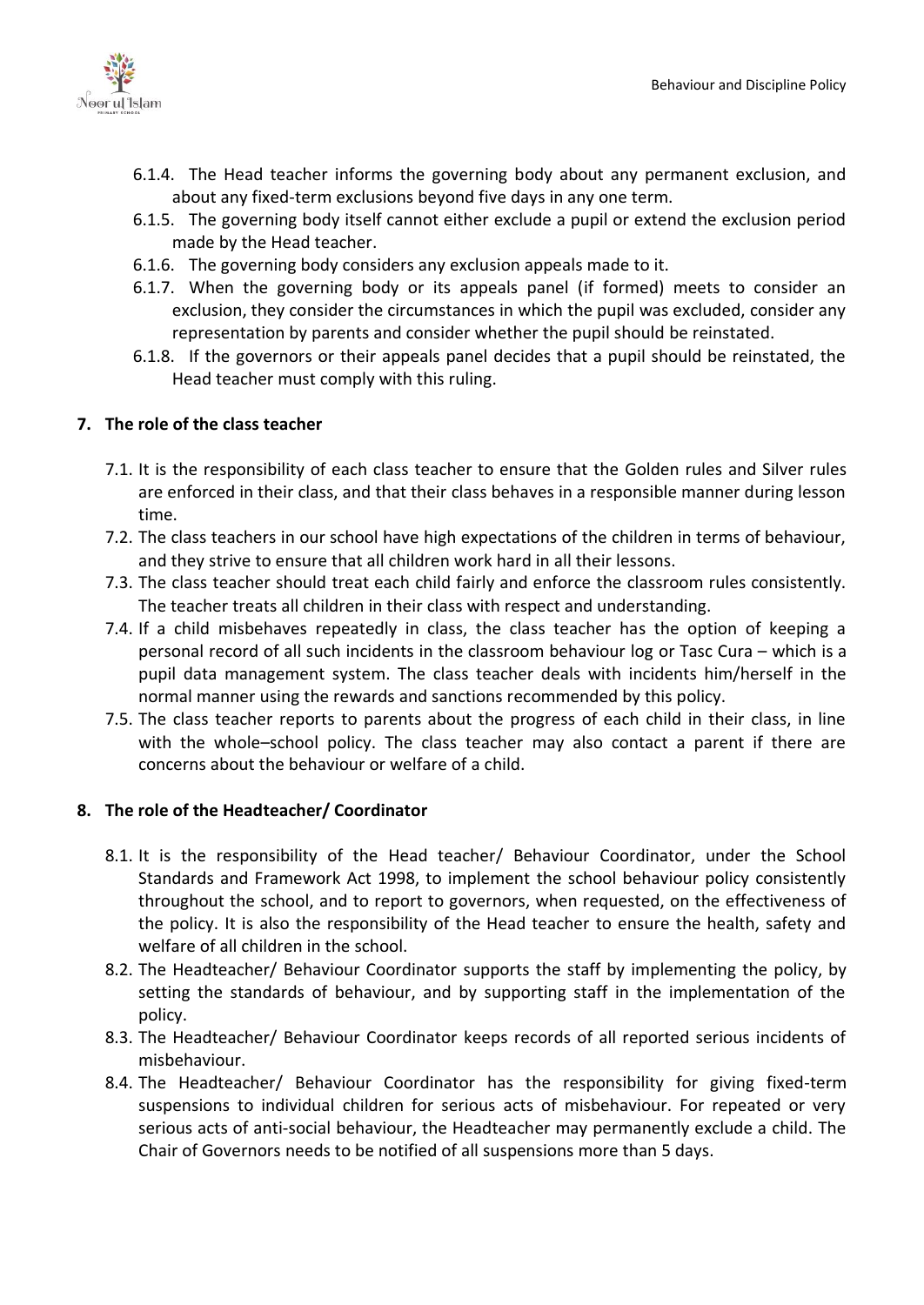6.1.4. The Head teacher informs the governing body about any permanent exclusion, and about any fixed-term exclusions beyond five days in any one term.

6.1.5. The governing body itself cannot either exclude a pupil or extend the exclusion period made by the Head teacher.

6.1.6. The governing body considers any exclusion appeals made to it.

6.1.7. When the governing body or its appeals panel (if formed) meets to consider an exclusion, they consider the circumstances in which the pupil was excluded, consider any representation by parents and consider whether the pupil should be reinstated.

6.1.8. If the governors or their appeals panel decides that a pupil should be reinstated, the Head teacher must comply with this ruling.

## 7. The role of the class teacher

7.1. It is the responsibility of each class teacher to ensure that the Golden rules and Silver rules are enforced in their class, and that their class behaves in a responsible manner during lesson time.

7.2. The class teachers in our school have high expectations of the children in terms of behaviour, and they strive to ensure that all children work hard in all their lessons.

7.3. The class teacher should treat each child fairly and enforce the classroom rules consistently. The teacher treats all children in their class with respect and understanding.

7.4. If a child misbehaves repeatedly in class, the class teacher has the option of keeping a personal record of all such incidents in the classroom behaviour log or Tasc Cura – which is a pupil data management system. The class teacher deals with incidents him/herself in the normal manner using the rewards and sanctions recommended by this policy.

7.5. The class teacher reports to parents about the progress of each child in their class, in line with the whole–school policy. The class teacher may also contact a parent if there are concerns about the behaviour or welfare of a child.

## 8. The role of the Headteacher/ Coordinator

8.1. It is the responsibility of the Head teacher/ Behaviour Coordinator, under the School Standards and Framework Act 1998, to implement the school behaviour policy consistently throughout the school, and to report to governors, when requested, on the effectiveness of the policy. It is also the responsibility of the Head teacher to ensure the health, safety and welfare of all children in the school.

8.2. The Headteacher/ Behaviour Coordinator supports the staff by implementing the policy, by setting the standards of behaviour, and by supporting staff in the implementation of the policy.

8.3. The Headteacher/ Behaviour Coordinator keeps records of all reported serious incidents of misbehaviour.

8.4. The Headteacher/ Behaviour Coordinator has the responsibility for giving fixed-term suspensions to individual children for serious acts of misbehaviour. For repeated or very serious acts of anti-social behaviour, the Headteacher may permanently exclude a child. The Chair of Governors needs to be notified of all suspensions more than 5 days.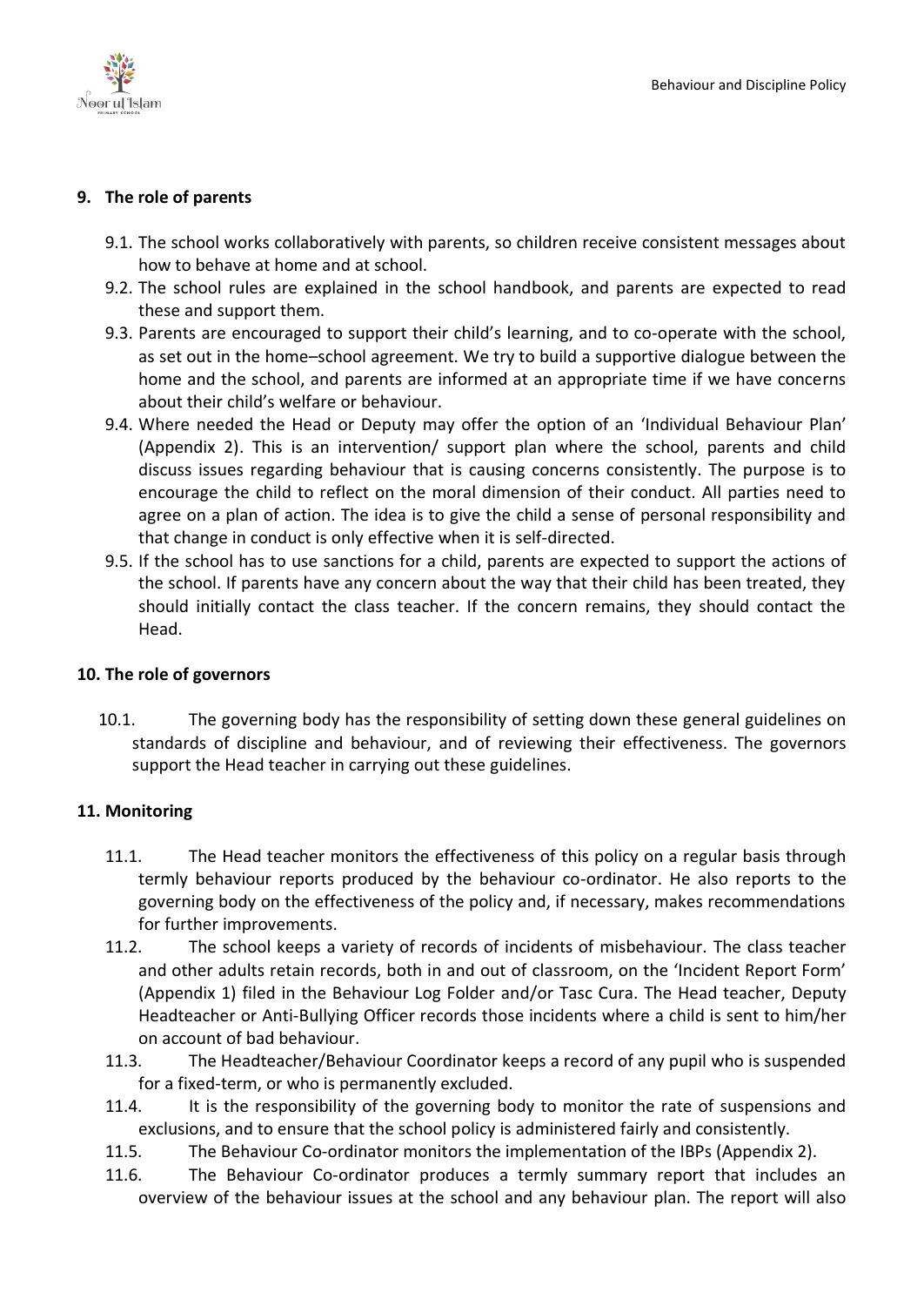## 9. The role of parents

9.1. The school works collaboratively with parents, so children receive consistent messages about how to behave at home and at school.

9.2. The school rules are explained in the school handbook, and parents are expected to read these and support them.

9.3. Parents are encouraged to support their child's learning, and to co-operate with the school, as set out in the home–school agreement. We try to build a supportive dialogue between the home and the school, and parents are informed at an appropriate time if we have concerns about their child's welfare or behaviour.

9.4. Where needed the Head or Deputy may offer the option of an 'Individual Behaviour Plan' (Appendix 2). This is an intervention/ support plan where the school, parents and child discuss issues regarding behaviour that is causing concerns consistently. The purpose is to encourage the child to reflect on the moral dimension of their conduct. All parties need to agree on a plan of action. The idea is to give the child a sense of personal responsibility and that change in conduct is only effective when it is self-directed.

9.5. If the school has to use sanctions for a child, parents are expected to support the actions of the school. If parents have any concern about the way that their child has been treated, they should initially contact the class teacher. If the concern remains, they should contact the Head.

## 10. The role of governors

10.1. The governing body has the responsibility of setting down these general guidelines on standards of discipline and behaviour, and of reviewing their effectiveness. The governors support the Head teacher in carrying out these guidelines.

## 11. Monitoring

11.1. The Head teacher monitors the effectiveness of this policy on a regular basis through termly behaviour reports produced by the behaviour co-ordinator. He also reports to the governing body on the effectiveness of the policy and, if necessary, makes recommendations for further improvements.

11.2. The school keeps a variety of records of incidents of misbehaviour. The class teacher and other adults retain records, both in and out of classroom, on the 'Incident Report Form' (Appendix 1) filed in the Behaviour Log Folder and/or Tasc Cura. The Head teacher, Deputy Headteacher or Anti-Bullying Officer records those incidents where a child is sent to him/her on account of bad behaviour.

11.3. The Headteacher/Behaviour Coordinator keeps a record of any pupil who is suspended for a fixed-term, or who is permanently excluded.

11.4. It is the responsibility of the governing body to monitor the rate of suspensions and exclusions, and to ensure that the school policy is administered fairly and consistently.

11.5. The Behaviour Co-ordinator monitors the implementation of the IBPs (Appendix 2).

11.6. The Behaviour Co-ordinator produces a termly summary report that includes an overview of the behaviour issues at the school and any behaviour plan. The report will also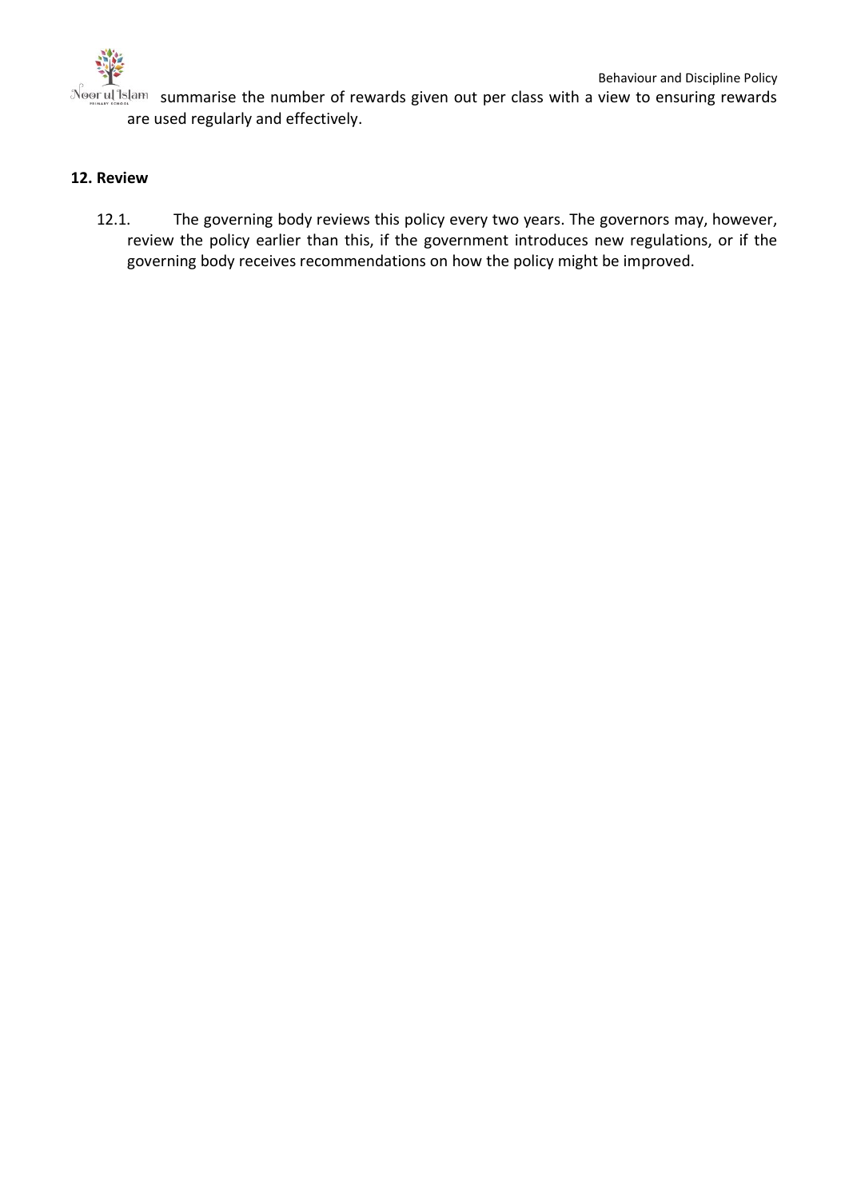summarise the number of rewards given out per class with a view to ensuring rewards are used regularly and effectively.

## 12. Review

12.1. The governing body reviews this policy every two years. The governors may, however, review the policy earlier than this, if the government introduces new regulations, or if the governing body receives recommendations on how the policy might be improved.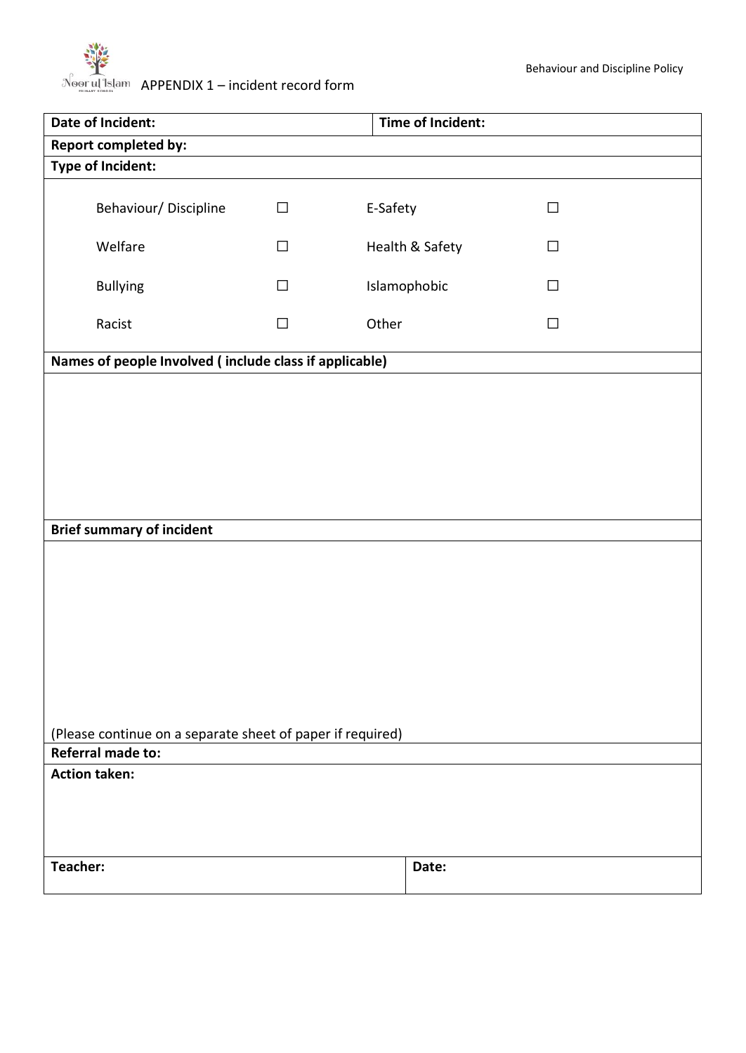APPENDIX 1 – incident record form

| **Date of Incident:** | | **Time of Incident:** | |
|---|---|---|---|
| **Report completed by:** | | | |
| **Type of Incident:** | | | |
| Behaviour/ Discipline | ☐ | E-Safety | ☐ |
| Welfare | ☐ | Health & Safety | ☐ |
| Bullying | ☐ | Islamophobic | ☐ |
| Racist | ☐ | Other | ☐ |
| **Names of people Involved ( include class if applicable)** | | | |
| | | | |
| **Brief summary of incident** | | | |
| (Please continue on a separate sheet of paper if required) | | | |
| **Referral made to:** | | | |
| **Action taken:** | | | |
| **Teacher:** | | **Date:** | |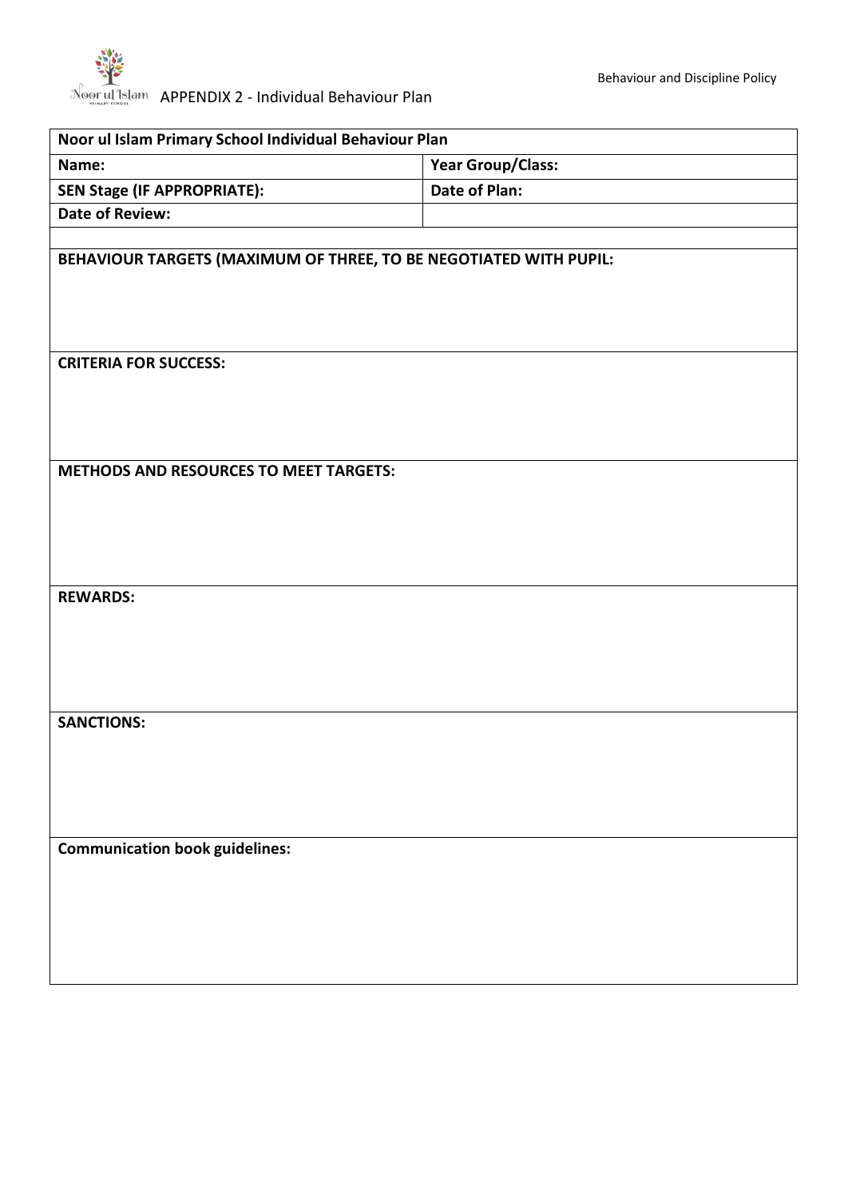APPENDIX 2 - Individual Behaviour Plan

| Noor ul Islam Primary School Individual Behaviour Plan | |
|---|---|
| **Name:** | **Year Group/Class:** |
| **SEN Stage (IF APPROPRIATE):** | **Date of Plan:** |
| **Date of Review:** | |
| | |
| **BEHAVIOUR TARGETS (MAXIMUM OF THREE, TO BE NEGOTIATED WITH PUPIL:** | |
| **CRITERIA FOR SUCCESS:** | |
| **METHODS AND RESOURCES TO MEET TARGETS:** | |
| **REWARDS:** | |
| **SANCTIONS:** | |
| **Communication book guidelines:** | |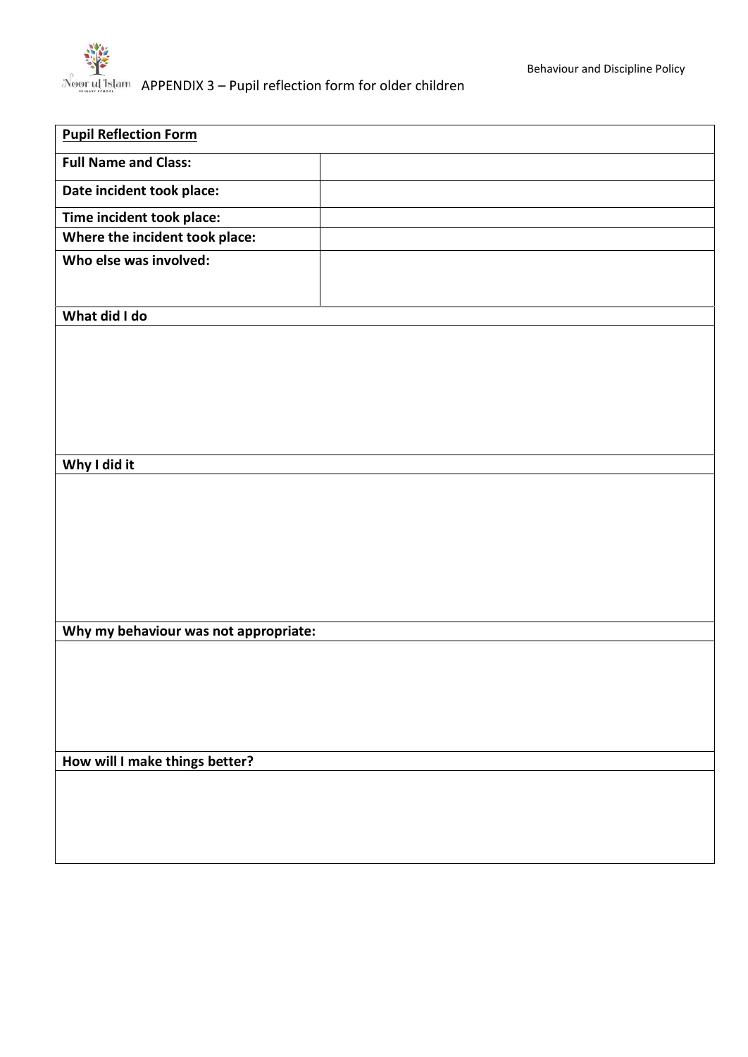## APPENDIX 3 – Pupil reflection form for older children

| **Pupil Reflection Form** | |
|---|---|
| **Full Name and Class:** | |
| **Date incident took place:** | |
| **Time incident took place:** | |
| **Where the incident took place:** | |
| **Who else was involved:** | |
| **What did I do** | |
| | |
| **Why I did it** | |
| | |
| **Why my behaviour was not appropriate:** | |
| | |
| **How will I make things better?** | |
| | |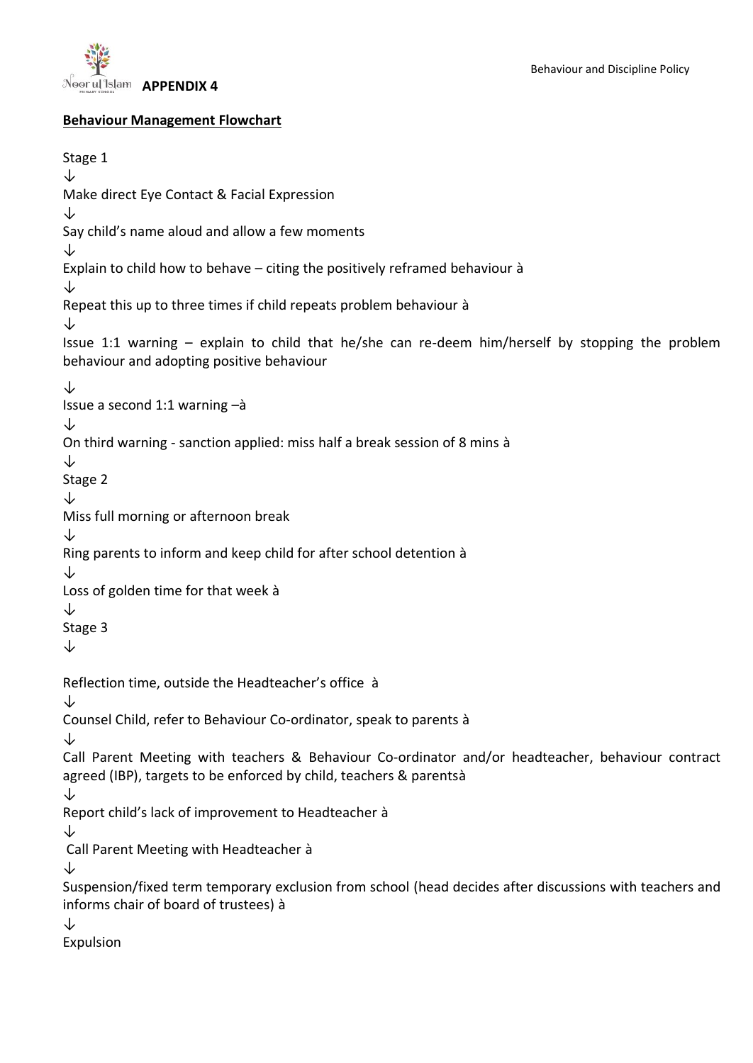**APPENDIX 4**

**Behaviour Management Flowchart**

Stage 1

↓

Make direct Eye Contact & Facial Expression

↓

Say child's name aloud and allow a few moments

↓

Explain to child how to behave – citing the positively reframed behaviour à

↓

Repeat this up to three times if child repeats problem behaviour à

↓

Issue 1:1 warning – explain to child that he/she can re-deem him/herself by stopping the problem behaviour and adopting positive behaviour

↓

Issue a second 1:1 warning –à

↓

On third warning - sanction applied: miss half a break session of 8 mins à

↓

Stage 2

↓

Miss full morning or afternoon break

↓

Ring parents to inform and keep child for after school detention à

↓

Loss of golden time for that week à

↓

Stage 3

↓

Reflection time, outside the Headteacher's office à

↓

Counsel Child, refer to Behaviour Co-ordinator, speak to parents à

↓

Call Parent Meeting with teachers & Behaviour Co-ordinator and/or headteacher, behaviour contract agreed (IBP), targets to be enforced by child, teachers & parentsà

↓

Report child's lack of improvement to Headteacher à

↓

Call Parent Meeting with Headteacher à

↓

Suspension/fixed term temporary exclusion from school (head decides after discussions with teachers and informs chair of board of trustees) à

↓

Expulsion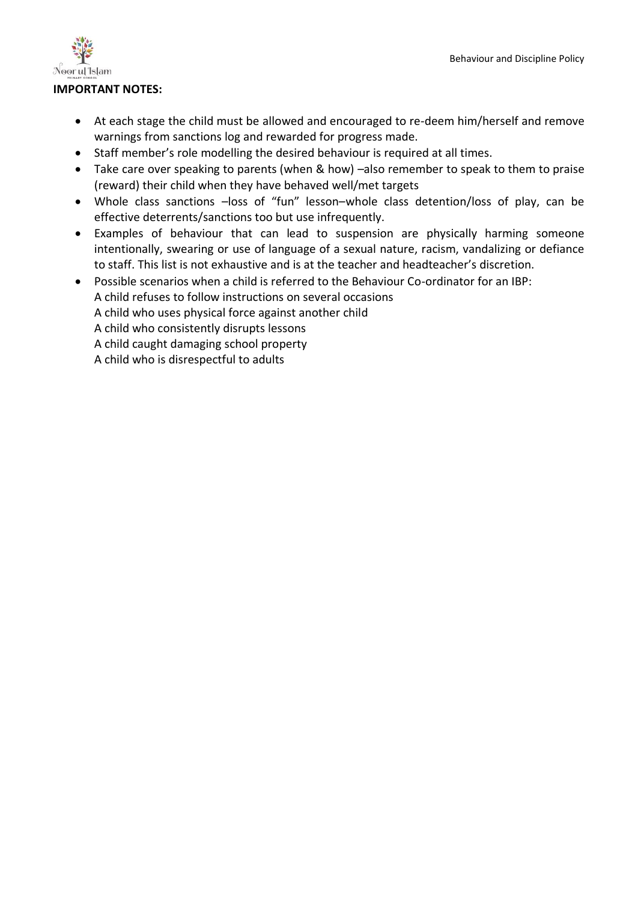**IMPORTANT NOTES:**

- At each stage the child must be allowed and encouraged to re-deem him/herself and remove warnings from sanctions log and rewarded for progress made.
- Staff member's role modelling the desired behaviour is required at all times.
- Take care over speaking to parents (when & how) –also remember to speak to them to praise (reward) their child when they have behaved well/met targets
- Whole class sanctions –loss of "fun" lesson–whole class detention/loss of play, can be effective deterrents/sanctions too but use infrequently.
- Examples of behaviour that can lead to suspension are physically harming someone intentionally, swearing or use of language of a sexual nature, racism, vandalizing or defiance to staff. This list is not exhaustive and is at the teacher and headteacher's discretion.
- Possible scenarios when a child is referred to the Behaviour Co-ordinator for an IBP:
  A child refuses to follow instructions on several occasions
  A child who uses physical force against another child
  A child who consistently disrupts lessons
  A child caught damaging school property
  A child who is disrespectful to adults